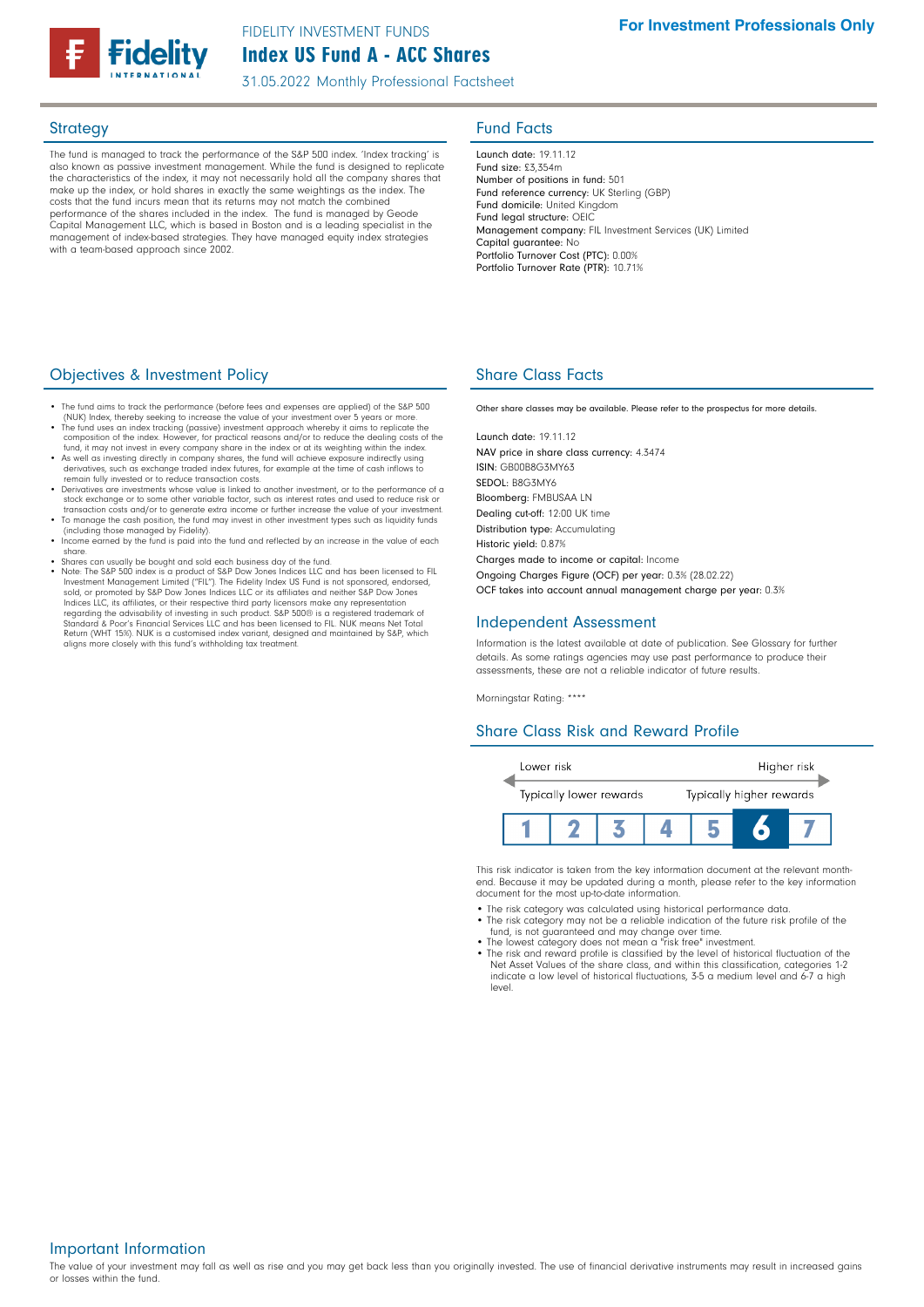FIDELITY INVESTMENT FUNDS

# Index US Fund A - ACC Shares

31.05.2022 Monthly Professional Factsheet

**For Investment Professionals Only**

## Strategy

The fund is managed to track the performance of the S&P 500 index. 'Index tracking' is also known as passive investment management. While the fund is designed to replicate the characteristics of the index, it may not necessarily hold all the company shares that make up the index, or hold shares in exactly the same weightings as the index. The costs that the fund incurs mean that its returns may not match the combined performance of the shares included in the index. The fund is managed by Geode Capital Management LLC, which is based in Boston and is a leading specialist in the management of index-based strategies. They have managed equity index strategies with a team-based approach since 2002.

## Fund Facts

Launch date: 19.11.12
Fund size: £3,354m
Number of positions in fund: 501
Fund reference currency: UK Sterling (GBP)
Fund domicile: United Kingdom
Fund legal structure: OEIC
Management company: FIL Investment Services (UK) Limited
Capital guarantee: No
Portfolio Turnover Cost (PTC): 0.00%
Portfolio Turnover Rate (PTR): 10.71%

## Objectives & Investment Policy

- The fund aims to track the performance (before fees and expenses are applied) of the S&P 500 (NUK) Index, thereby seeking to increase the value of your investment over 5 years or more.
- The fund uses an index tracking (passive) investment approach whereby it aims to replicate the composition of the index. However, for practical reasons and/or to reduce the dealing costs of the fund, it may not invest in every company share in the index or at its weighting within the index.
- As well as investing directly in company shares, the fund will achieve exposure indirectly using derivatives, such as exchange traded index futures, for example at the time of cash inflows to remain fully invested or to reduce transaction costs.
- Derivatives are investments whose value is linked to another investment, or to the performance of a stock exchange or to some other variable factor, such as interest rates and used to reduce risk or transaction costs and/or to generate extra income or further increase the value of your investment.
- To manage the cash position, the fund may invest in other investment types such as liquidity funds (including those managed by Fidelity).
- Income earned by the fund is paid into the fund and reflected by an increase in the value of each share.
- Shares can usually be bought and sold each business day of the fund.
- Note: The S&P 500 index is a product of S&P Dow Jones Indices LLC and has been licensed to FIL Investment Management Limited ("FIL"). The Fidelity Index US Fund is not sponsored, endorsed, sold, or promoted by S&P Dow Jones Indices LLC or its affiliates and neither S&P Dow Jones Indices LLC, its affiliates, or their respective third party licensors make any representation regarding the advisability of investing in such product. S&P 500® is a registered trademark of Standard & Poor's Financial Services LLC and has been licensed to FIL. NUK means Net Total Return (WHT 15%). NUK is a customised index variant, designed and maintained by S&P, which aligns more closely with this fund's withholding tax treatment.

## Share Class Facts

Other share classes may be available. Please refer to the prospectus for more details.

Launch date: 19.11.12
NAV price in share class currency: 4.3474
ISIN: GB00B8G3MY63
SEDOL: B8G3MY6
Bloomberg: FMBUSAA LN
Dealing cut-off: 12:00 UK time
Distribution type: Accumulating
Historic yield: 0.87%
Charges made to income or capital: Income
Ongoing Charges Figure (OCF) per year: 0.3% (28.02.22)
OCF takes into account annual management charge per year: 0.3%

## Independent Assessment

Information is the latest available at date of publication. See Glossary for further details. As some ratings agencies may use past performance to produce their assessments, these are not a reliable indicator of future results.

Morningstar Rating: ****

## Share Class Risk and Reward Profile

Lower risk
Higher risk
Typically lower rewards
Typically higher rewards
1 2 3 4 5 6 7

This risk indicator is taken from the key information document at the relevant month-end. Because it may be updated during a month, please refer to the key information document for the most up-to-date information.

- The risk category was calculated using historical performance data.
- The risk category may not be a reliable indication of the future risk profile of the fund, is not guaranteed and may change over time.
- The lowest category does not mean a "risk free" investment.
- The risk and reward profile is classified by the level of historical fluctuation of the Net Asset Values of the share class, and within this classification, categories 1-2 indicate a low level of historical fluctuations, 3-5 a medium level and 6-7 a high level.

## Important Information

The value of your investment may fall as well as rise and you may get back less than you originally invested. The use of financial derivative instruments may result in increased gains or losses within the fund.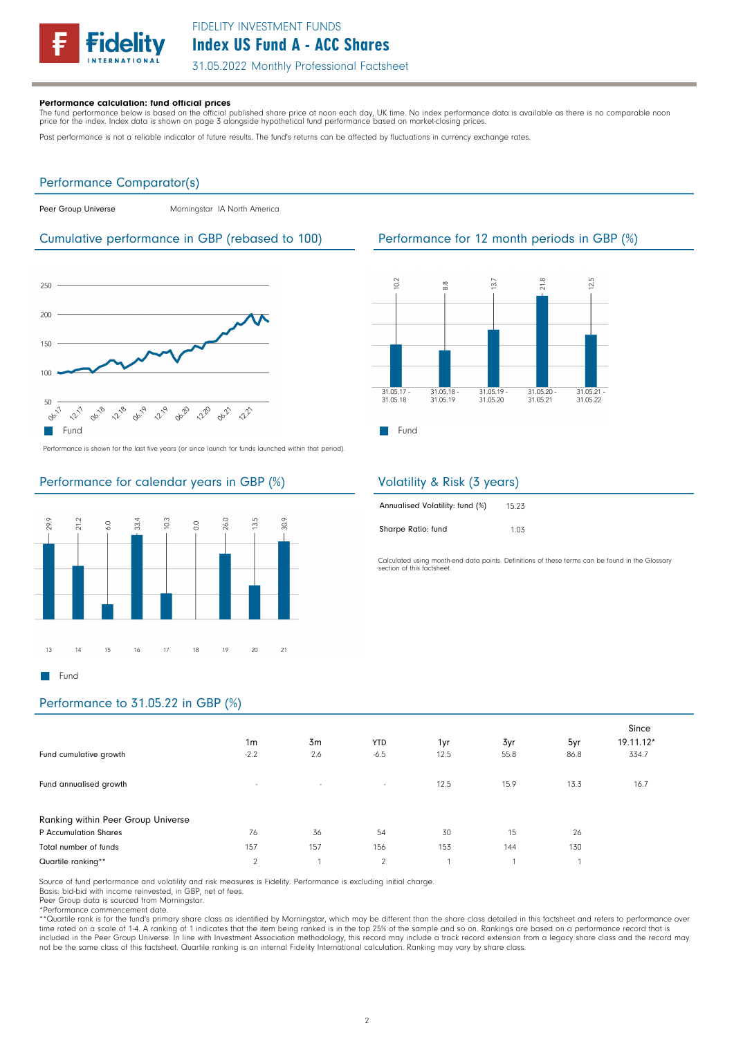**Performance calculation: fund official prices**

The fund performance below is based on the official published share price at noon each day, UK time. No index performance data is available as there is no comparable noon price for the index. Index data is shown on page 3 alongside hypothetical fund performance based on market-closing prices.

Past performance is not a reliable indicator of future results. The fund's returns can be affected by fluctuations in currency exchange rates.

## Performance Comparator(s)

Peer Group Universe — Morningstar IA North America

## Cumulative performance in GBP (rebased to 100)

250
200
150
100
50
06.17 12.17 06.18 12.18 06.19 12.19 06.20 12.20 06.21 12.21

Fund

Performance is shown for the last five years (or since launch for funds launched within that period).

## Performance for 12 month periods in GBP (%)

10.2 8.8 13.7 21.8 12.5

31.05.17 - 31.05.18
31.05.18 - 31.05.19
31.05.19 - 31.05.20
31.05.20 - 31.05.21
31.05.21 - 31.05.22

Fund

## Performance for calendar years in GBP (%)

29.9 21.2 6.0 33.4 10.3 0.0 26.0 13.5 30.9

13 14 15 16 17 18 19 20 21

Fund

## Volatility & Risk (3 years)

| | |
|---|---|
| Annualised Volatility: fund (%) | 15.23 |
| Sharpe Ratio: fund | 1.03 |

Calculated using month-end data points. Definitions of these terms can be found in the Glossary section of this factsheet.

## Performance to 31.05.22 in GBP (%)

| | 1m | 3m | YTD | 1yr | 3yr | 5yr | Since 19.11.12* |
|---|---|---|---|---|---|---|---|
| Fund cumulative growth | -2.2 | 2.6 | -6.5 | 12.5 | 55.8 | 86.8 | 334.7 |
| Fund annualised growth | - | - | - | 12.5 | 15.9 | 13.3 | 16.7 |
| **Ranking within Peer Group Universe** | | | | | | | |
| P Accumulation Shares | 76 | 36 | 54 | 30 | 15 | 26 | |
| Total number of funds | 157 | 157 | 156 | 153 | 144 | 130 | |
| Quartile ranking** | 2 | 1 | 2 | 1 | 1 | 1 | |

Source of fund performance and volatility and risk measures is Fidelity. Performance is excluding initial charge.
Basis: bid-bid with income reinvested, in GBP, net of fees.
Peer Group data is sourced from Morningstar.
*Performance commencement date.
**Quartile rank is for the fund's primary share class as identified by Morningstar, which may be different than the share class detailed in this factsheet and refers to performance over time rated on a scale of 1-4. A ranking of 1 indicates that the item being ranked is in the top 25% of the sample and so on. Rankings are based on a performance record that is included in the Peer Group Universe. In line with Investment Association methodology, this record may include a track record extension from a legacy share class and the record may not be the same class of this factsheet. Quartile ranking is an internal Fidelity International calculation. Ranking may vary by share class.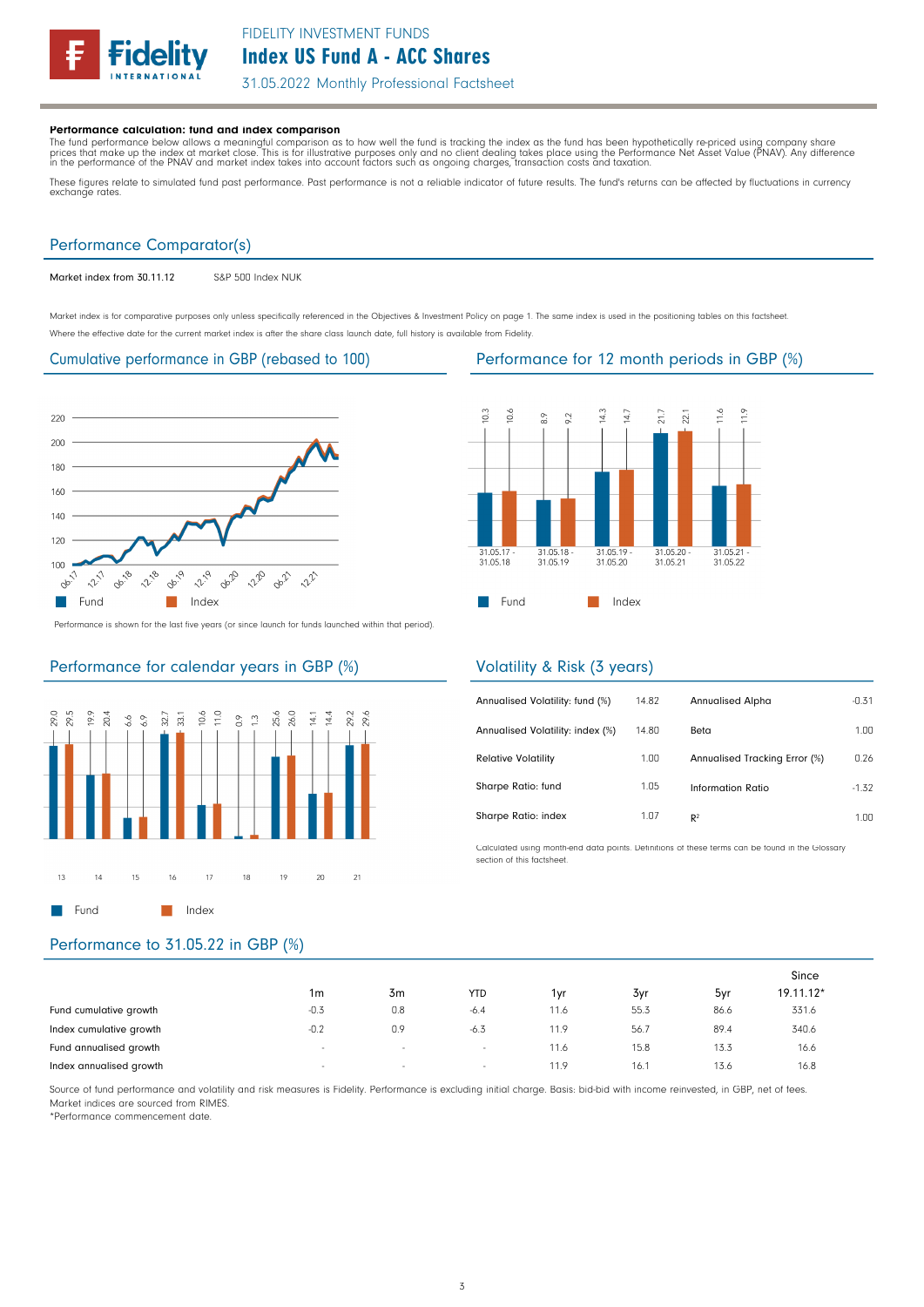FIDELITY INVESTMENT FUNDS

# Index US Fund A - ACC Shares

31.05.2022 Monthly Professional Factsheet

**Performance calculation: fund and index comparison**

The fund performance below allows a meaningful comparison as to how well the fund is tracking the index as the fund has been hypothetically re-priced using company share prices that make up the index at market close. This is for illustrative purposes only and no client dealing takes place using the Performance Net Asset Value (PNAV). Any difference in the performance of the PNAV and market index takes into account factors such as ongoing charges, transaction costs and taxation.

These figures relate to simulated fund past performance. Past performance is not a reliable indicator of future results. The fund's returns can be affected by fluctuations in currency exchange rates.

## Performance Comparator(s)

Market index from 30.11.12 S&P 500 Index NUK

Market index is for comparative purposes only unless specifically referenced in the Objectives & Investment Policy on page 1. The same index is used in the positioning tables on this factsheet.

Where the effective date for the current market index is after the share class launch date, full history is available from Fidelity.

## Cumulative performance in GBP (rebased to 100)

220
200
180
160
140
120
100
06.17 12.17 06.18 12.18 06.19 12.19 06.20 12.20 06.21 12.21
Fund Index

Performance is shown for the last five years (or since launch for funds launched within that period).

## Performance for 12 month periods in GBP (%)

10.3 10.6 8.9 9.2 14.3 14.7 21.7 22.1 11.6 11.9
31.05.17 - 31.05.18
31.05.18 - 31.05.19
31.05.19 - 31.05.20
31.05.20 - 31.05.21
31.05.21 - 31.05.22
Fund Index

## Performance for calendar years in GBP (%)

29.0 29.5 19.9 20.4 6.6 6.9 32.7 33.1 10.6 11.0 0.9 1.3 25.6 26.0 14.1 14.4 29.2 29.6
13 14 15 16 17 18 19 20 21
Fund Index

## Volatility & Risk (3 years)

| | | | |
|---|---|---|---|
| Annualised Volatility: fund (%) | 14.82 | Annualised Alpha | -0.31 |
| Annualised Volatility: index (%) | 14.80 | Beta | 1.00 |
| Relative Volatility | 1.00 | Annualised Tracking Error (%) | 0.26 |
| Sharpe Ratio: fund | 1.05 | Information Ratio | -1.32 |
| Sharpe Ratio: index | 1.07 | $R^2$ | 1.00 |

Calculated using month-end data points. Definitions of these terms can be found in the Glossary section of this factsheet.

## Performance to 31.05.22 in GBP (%)

| | 1m | 3m | YTD | 1yr | 3yr | 5yr | Since 19.11.12* |
|---|---|---|---|---|---|---|---|
| Fund cumulative growth | -0.3 | 0.8 | -6.4 | 11.6 | 55.3 | 86.6 | 331.6 |
| Index cumulative growth | -0.2 | 0.9 | -6.3 | 11.9 | 56.7 | 89.4 | 340.6 |
| Fund annualised growth | - | - | - | 11.6 | 15.8 | 13.3 | 16.6 |
| Index annualised growth | - | - | - | 11.9 | 16.1 | 13.6 | 16.8 |

Source of fund performance and volatility and risk measures is Fidelity. Performance is excluding initial charge. Basis: bid-bid with income reinvested, in GBP, net of fees.
Market indices are sourced from RIMES.
*Performance commencement date.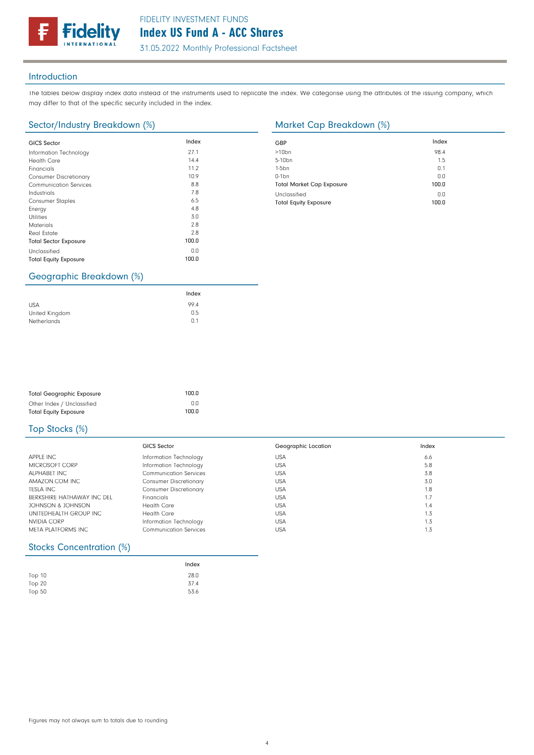## Introduction

The tables below display index data instead of the instruments used to replicate the index. We categorise using the attributes of the issuing company, which may differ to that of the specific security included in the index.

## Sector/Industry Breakdown (%)

| GICS Sector | Index |
|---|---|
| Information Technology | 27.1 |
| Health Care | 14.4 |
| Financials | 11.2 |
| Consumer Discretionary | 10.9 |
| Communication Services | 8.8 |
| Industrials | 7.8 |
| Consumer Staples | 6.5 |
| Energy | 4.8 |
| Utilities | 3.0 |
| Materials | 2.8 |
| Real Estate | 2.8 |
| **Total Sector Exposure** | **100.0** |
| Unclassified | 0.0 |
| **Total Equity Exposure** | **100.0** |

## Market Cap Breakdown (%)

| GBP | Index |
|---|---|
| >10bn | 98.4 |
| 5-10bn | 1.5 |
| 1-5bn | 0.1 |
| 0-1bn | 0.0 |
| **Total Market Cap Exposure** | **100.0** |
| Unclassified | 0.0 |
| **Total Equity Exposure** | **100.0** |

## Geographic Breakdown (%)

| | Index |
|---|---|
| USA | 99.4 |
| United Kingdom | 0.5 |
| Netherlands | 0.1 |
| **Total Geographic Exposure** | **100.0** |
| Other Index / Unclassified | 0.0 |
| **Total Equity Exposure** | **100.0** |

## Top Stocks (%)

| | GICS Sector | Geographic Location | Index |
|---|---|---|---|
| APPLE INC | Information Technology | USA | 6.6 |
| MICROSOFT CORP | Information Technology | USA | 5.8 |
| ALPHABET INC | Communication Services | USA | 3.8 |
| AMAZON.COM INC | Consumer Discretionary | USA | 3.0 |
| TESLA INC | Consumer Discretionary | USA | 1.8 |
| BERKSHIRE HATHAWAY INC DEL | Financials | USA | 1.7 |
| JOHNSON & JOHNSON | Health Care | USA | 1.4 |
| UNITEDHEALTH GROUP INC | Health Care | USA | 1.3 |
| NVIDIA CORP | Information Technology | USA | 1.3 |
| META PLATFORMS INC | Communication Services | USA | 1.3 |

## Stocks Concentration (%)

| | Index |
|---|---|
| Top 10 | 28.0 |
| Top 20 | 37.4 |
| Top 50 | 53.6 |

Figures may not always sum to totals due to rounding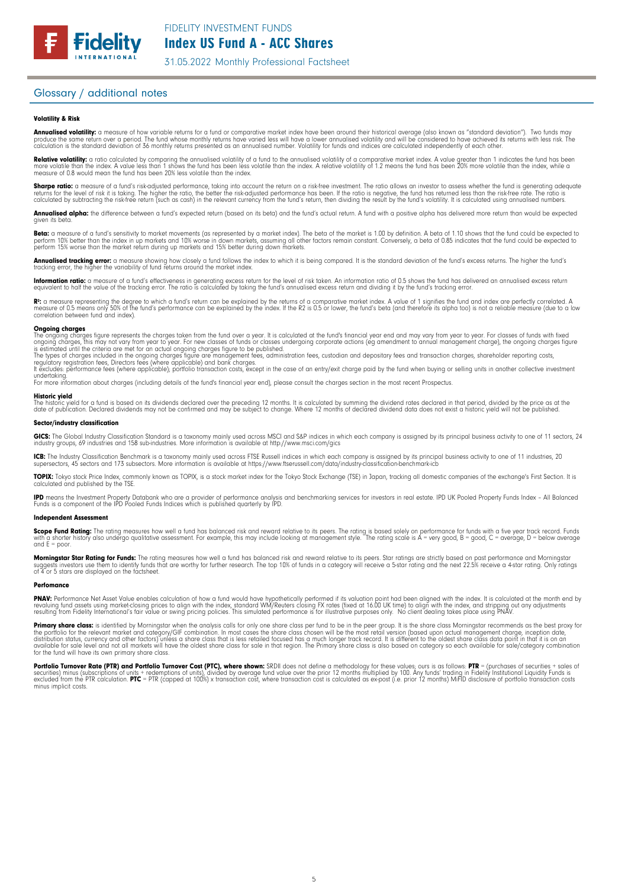## Glossary / additional notes

### Volatility & Risk

**Annualised volatility:** a measure of how variable returns for a fund or comparative market index have been around their historical average (also known as "standard deviation"). Two funds may produce the same return over a period. The fund whose monthly returns have varied less will have a lower annualised volatility and will be considered to have achieved its returns with less risk. The calculation is the standard deviation of 36 monthly returns presented as an annualised number. Volatility for funds and indices are calculated independently of each other.

**Relative volatility:** a ratio calculated by comparing the annualised volatility of a fund to the annualised volatility of a comparative market index. A value greater than 1 indicates the fund has been more volatile than the index. A value less than 1 shows the fund has been less volatile than the index. A relative volatility of 1.2 means the fund has been 20% more volatile than the index, while a measure of 0.8 would mean the fund has been 20% less volatile than the index.

**Sharpe ratio:** a measure of a fund's risk-adjusted performance, taking into account the return on a risk-free investment. The ratio allows an investor to assess whether the fund is generating adequate returns for the level of risk it is taking. The higher the ratio, the better the risk-adjusted performance has been. If the ratio is negative, the fund has returned less than the risk-free rate. The ratio is calculated by subtracting the risk-free return (such as cash) in the relevant currency from the fund's return, then dividing the result by the fund's volatility. It is calculated using annualised numbers.

**Annualised alpha:** the difference between a fund's expected return (based on its beta) and the fund's actual return. A fund with a positive alpha has delivered more return than would be expected given its beta.

**Beta:** a measure of a fund's sensitivity to market movements (as represented by a market index). The beta of the market is 1.00 by definition. A beta of 1.10 shows that the fund could be expected to perform 10% better than the index in up markets and 10% worse in down markets, assuming all other factors remain constant. Conversely, a beta of 0.85 indicates that the fund could be expected to perform 15% worse than the market return during up markets and 15% better during down markets.

**Annualised tracking error:** a measure showing how closely a fund follows the index to which it is being compared. It is the standard deviation of the fund's excess returns. The higher the fund's tracking error, the higher the variability of fund returns around the market index.

**Information ratio:** a measure of a fund's effectiveness in generating excess return for the level of risk taken. An information ratio of 0.5 shows the fund has delivered an annualised excess return equivalent to half the value of the tracking error. The ratio is calculated by taking the fund's annualised excess return and dividing it by the fund's tracking error.

**$R^2$:** a measure representing the degree to which a fund's return can be explained by the returns of a comparative market index. A value of 1 signifies the fund and index are perfectly correlated. A measure of 0.5 means only 50% of the fund's performance can be explained by the index. If the R2 is 0.5 or lower, the fund's beta (and therefore its alpha too) is not a reliable measure (due to a low correlation between fund and index).

**Ongoing charges**
The ongoing charges figure represents the charges taken from the fund over a year. It is calculated at the fund's financial year end and may vary from year to year. For classes of funds with fixed ongoing charges, this may not vary from year to year. For new classes of funds or classes undergoing corporate actions (eg amendment to annual management charge), the ongoing charges figure is estimated until the criteria are met for an actual ongoing charges figure to be published.
The types of charges included in the ongoing charges figure are management fees, administration fees, custodian and depositary fees and transaction charges, shareholder reporting costs, regulatory registration fees, Directors fees (where applicable) and bank charges.
It excludes: performance fees (where applicable); portfolio transaction costs, except in the case of an entry/exit charge paid by the fund when buying or selling units in another collective investment undertaking.
For more information about charges (including details of the fund's financial year end), please consult the charges section in the most recent Prospectus.

**Historic yield**
The historic yield for a fund is based on its dividends declared over the preceding 12 months. It is calculated by summing the dividend rates declared in that period, divided by the price as at the date of publication. Declared dividends may not be confirmed and may be subject to change. Where 12 months of declared dividend data does not exist a historic yield will not be published.

### Sector/industry classification

**GICS:** The Global Industry Classification Standard is a taxonomy mainly used across MSCI and S&P indices in which each company is assigned by its principal business activity to one of 11 sectors, 24 industry groups, 69 industries and 158 sub-industries. More information is available at http://www.msci.com/gics

**ICB:** The Industry Classification Benchmark is a taxonomy mainly used across FTSE Russell indices in which each company is assigned by its principal business activity to one of 11 industries, 20 supersectors, 45 sectors and 173 subsectors. More information is available at https://www.ftserussell.com/data/industry-classification-benchmark-icb

**TOPIX:** Tokyo stock Price Index, commonly known as TOPIX, is a stock market index for the Tokyo Stock Exchange (TSE) in Japan, tracking all domestic companies of the exchange's First Section. It is calculated and published by the TSE.

**IPD** means the Investment Property Databank who are a provider of performance analysis and benchmarking services for investors in real estate. IPD UK Pooled Property Funds Index – All Balanced Funds is a component of the IPD Pooled Funds Indices which is published quarterly by IPD.

### Independent Assessment

**Scope Fund Rating:** The rating measures how well a fund has balanced risk and reward relative to its peers. The rating is based solely on performance for funds with a five year track record. Funds with a shorter history also undergo qualitative assessment. For example, this may include looking at management style. The rating scale is A = very good, B = good, C = average, D = below average and E = poor.

**Morningstar Star Rating for Funds:** The rating measures how well a fund has balanced risk and reward relative to its peers. Star ratings are strictly based on past performance and Morningstar suggests investors use them to identify funds that are worthy for further research. The top 10% of funds in a category will receive a 5-star rating and the next 22.5% receive a 4-star rating. Only ratings of 4 or 5 stars are displayed on the factsheet.

### Perfomance

**PNAV:** Performance Net Asset Value enables calculation of how a fund would have hypothetically performed if its valuation point had been aligned with the index. It is calculated at the month end by revaluing fund assets using market-closing prices to align with the index, standard WM/Reuters closing FX rates (fixed at 16.00 UK time) to align with the index, and stripping out any adjustments resulting from Fidelity International's fair value or swing pricing policies. This simulated performance is for illustrative purposes only. No client dealing takes place using PNAV.

**Primary share class:** is identified by Morningstar when the analysis calls for only one share class per fund to be in the peer group. It is the share class Morningstar recommends as the best proxy for the portfolio for the relevant market and category/GIF combination. In most cases the share class chosen will be the most retail version (based upon actual management charge, inception date, distribution status, currency and other factors) unless a share class that is less retailed focused has a much longer track record. It is different to the oldest share class data point in that it is on an available for sale level and not all markets will have the oldest share class for sale in that region. The Primary share class is also based on category so each available for sale/category combination for the fund will have its own primary share class.

**Portfolio Turnover Rate (PTR) and Portfolio Turnover Cost (PTC), where shown:** SRDII does not define a methodology for these values; ours is as follows: **PTR** = (purchases of securities + sales of securities) minus (subscriptions of units + redemptions of units), divided by average fund value over the prior 12 months multiplied by 100. Any funds' trading in Fidelity Institutional Liquidity Funds is excluded from the PTR calculation. **PTC** = PTR (capped at 100%) x transaction cost, where transaction cost is calculated as ex-post (i.e. prior 12 months) MiFID disclosure of portfolio transaction costs minus implicit costs.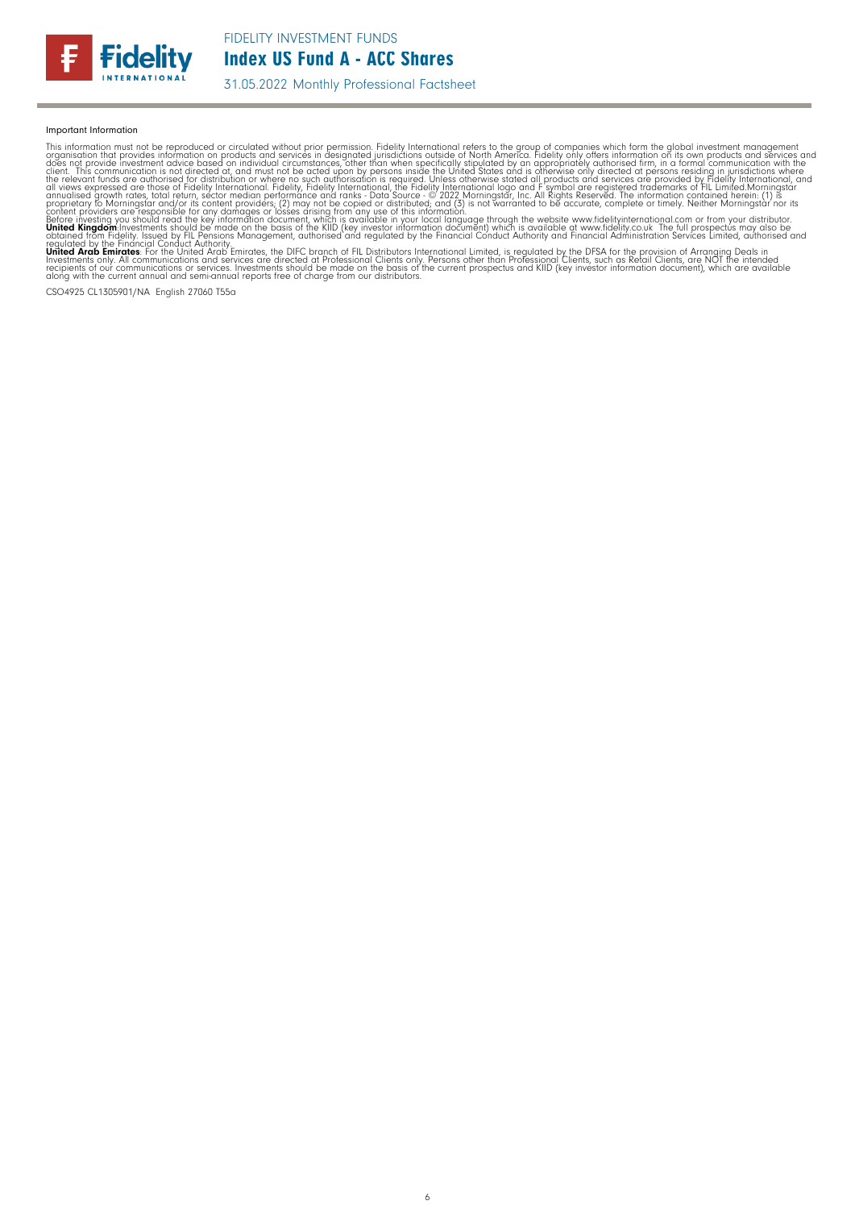Important Information

This information must not be reproduced or circulated without prior permission. Fidelity International refers to the group of companies which form the global investment management organisation that provides information on products and services in designated jurisdictions outside of North America. Fidelity only offers information on its own products and services and does not provide investment advice based on individual circumstances, other than when specifically stipulated by an appropriately authorised firm, in a formal communication with the client. This communication is not directed at, and must not be acted upon by persons inside the United States and is otherwise only directed at persons residing in jurisdictions where the relevant funds are authorised for distribution or where no such authorisation is required. Unless otherwise stated all products and services are provided by Fidelity International, and all views expressed are those of Fidelity International. Fidelity, Fidelity International, the Fidelity International logo and F symbol are registered trademarks of FIL Limited.Morningstar annualised growth rates, total return, sector median performance and ranks - Data Source - © 2022 Morningstar, Inc. All Rights Reserved. The information contained herein: (1) is proprietary to Morningstar and/or its content providers; (2) may not be copied or distributed; and (3) is not warranted to be accurate, complete or timely. Neither Morningstar nor its content providers are responsible for any damages or losses arising from any use of this information.
Before investing you should read the key information document, which is available in your local language through the website www.fidelityinternational.com or from your distributor.
**United Kingdom**:Investments should be made on the basis of the KIID (key investor information document) which is available at www.fidelity.co.uk The full prospectus may also be obtained from Fidelity. Issued by FIL Pensions Management, authorised and regulated by the Financial Conduct Authority and Financial Administration Services Limited, authorised and regulated by the Financial Conduct Authority.
**United Arab Emirates**: For the United Arab Emirates, the DIFC branch of FIL Distributors International Limited, is regulated by the DFSA for the provision of Arranging Deals in Investments only. All communications and services are directed at Professional Clients only. Persons other than Professional Clients, such as Retail Clients, are NOT the intended recipients of our communications or services. Investments should be made on the basis of the current prospectus and KIID (key investor information document), which are available along with the current annual and semi-annual reports free of charge from our distributors.

CSO4925 CL1305901/NA English 27060 T55a